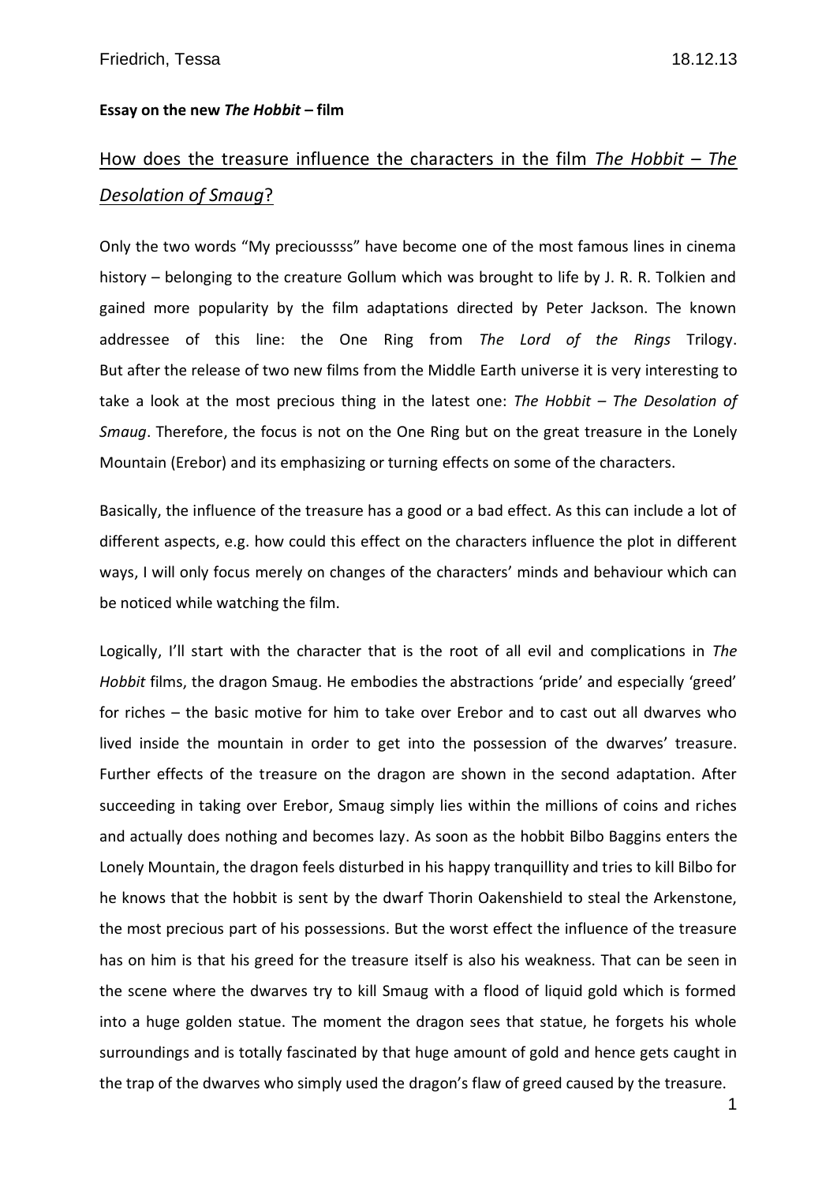Friedrich, Tessa 18.12.13

**Essay on the new *The Hobbit* – film**

## How does the treasure influence the characters in the film *The Hobbit – The Desolation of Smaug*?

Only the two words "My precioussss" have become one of the most famous lines in cinema history – belonging to the creature Gollum which was brought to life by J. R. R. Tolkien and gained more popularity by the film adaptations directed by Peter Jackson. The known addressee of this line: the One Ring from *The Lord of the Rings* Trilogy. But after the release of two new films from the Middle Earth universe it is very interesting to take a look at the most precious thing in the latest one: *The Hobbit – The Desolation of Smaug*. Therefore, the focus is not on the One Ring but on the great treasure in the Lonely Mountain (Erebor) and its emphasizing or turning effects on some of the characters.

Basically, the influence of the treasure has a good or a bad effect. As this can include a lot of different aspects, e.g. how could this effect on the characters influence the plot in different ways, I will only focus merely on changes of the characters' minds and behaviour which can be noticed while watching the film.

Logically, I'll start with the character that is the root of all evil and complications in *The Hobbit* films, the dragon Smaug. He embodies the abstractions 'pride' and especially 'greed' for riches – the basic motive for him to take over Erebor and to cast out all dwarves who lived inside the mountain in order to get into the possession of the dwarves' treasure. Further effects of the treasure on the dragon are shown in the second adaptation. After succeeding in taking over Erebor, Smaug simply lies within the millions of coins and riches and actually does nothing and becomes lazy. As soon as the hobbit Bilbo Baggins enters the Lonely Mountain, the dragon feels disturbed in his happy tranquillity and tries to kill Bilbo for he knows that the hobbit is sent by the dwarf Thorin Oakenshield to steal the Arkenstone, the most precious part of his possessions. But the worst effect the influence of the treasure has on him is that his greed for the treasure itself is also his weakness. That can be seen in the scene where the dwarves try to kill Smaug with a flood of liquid gold which is formed into a huge golden statue. The moment the dragon sees that statue, he forgets his whole surroundings and is totally fascinated by that huge amount of gold and hence gets caught in the trap of the dwarves who simply used the dragon's flaw of greed caused by the treasure.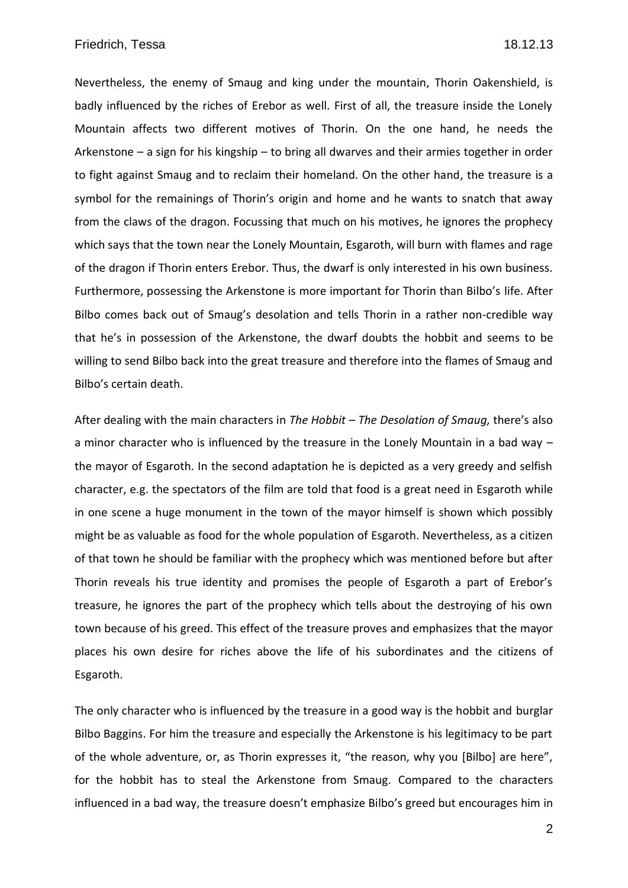Nevertheless, the enemy of Smaug and king under the mountain, Thorin Oakenshield, is badly influenced by the riches of Erebor as well. First of all, the treasure inside the Lonely Mountain affects two different motives of Thorin. On the one hand, he needs the Arkenstone – a sign for his kingship – to bring all dwarves and their armies together in order to fight against Smaug and to reclaim their homeland. On the other hand, the treasure is a symbol for the remainings of Thorin's origin and home and he wants to snatch that away from the claws of the dragon. Focussing that much on his motives, he ignores the prophecy which says that the town near the Lonely Mountain, Esgaroth, will burn with flames and rage of the dragon if Thorin enters Erebor. Thus, the dwarf is only interested in his own business. Furthermore, possessing the Arkenstone is more important for Thorin than Bilbo's life. After Bilbo comes back out of Smaug's desolation and tells Thorin in a rather non-credible way that he's in possession of the Arkenstone, the dwarf doubts the hobbit and seems to be willing to send Bilbo back into the great treasure and therefore into the flames of Smaug and Bilbo's certain death.

After dealing with the main characters in *The Hobbit – The Desolation of Smaug,* there's also a minor character who is influenced by the treasure in the Lonely Mountain in a bad way – the mayor of Esgaroth. In the second adaptation he is depicted as a very greedy and selfish character, e.g. the spectators of the film are told that food is a great need in Esgaroth while in one scene a huge monument in the town of the mayor himself is shown which possibly might be as valuable as food for the whole population of Esgaroth. Nevertheless, as a citizen of that town he should be familiar with the prophecy which was mentioned before but after Thorin reveals his true identity and promises the people of Esgaroth a part of Erebor's treasure, he ignores the part of the prophecy which tells about the destroying of his own town because of his greed. This effect of the treasure proves and emphasizes that the mayor places his own desire for riches above the life of his subordinates and the citizens of Esgaroth.

The only character who is influenced by the treasure in a good way is the hobbit and burglar Bilbo Baggins. For him the treasure and especially the Arkenstone is his legitimacy to be part of the whole adventure, or, as Thorin expresses it, "the reason, why you [Bilbo] are here", for the hobbit has to steal the Arkenstone from Smaug. Compared to the characters influenced in a bad way, the treasure doesn't emphasize Bilbo's greed but encourages him in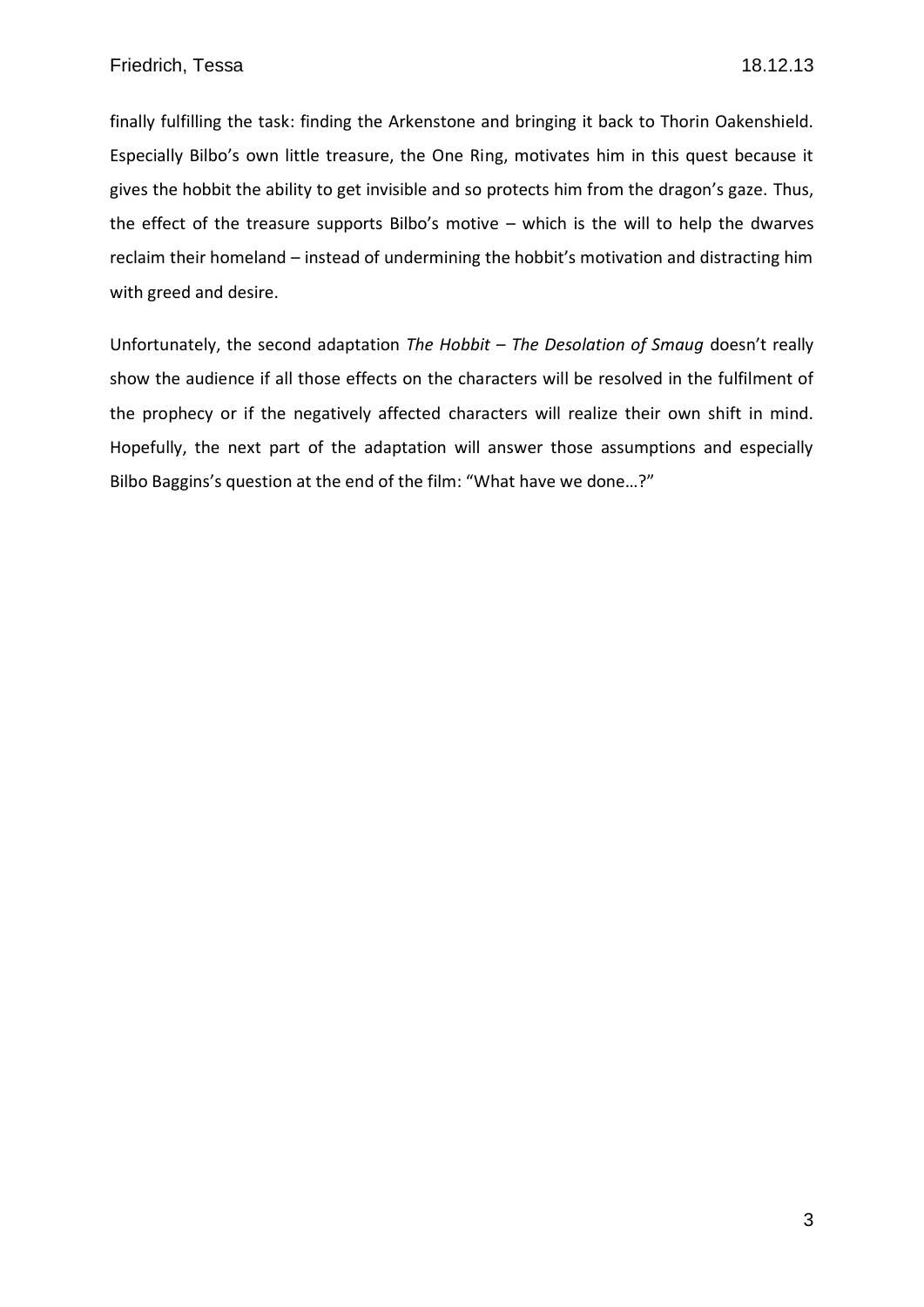finally fulfilling the task: finding the Arkenstone and bringing it back to Thorin Oakenshield. Especially Bilbo's own little treasure, the One Ring, motivates him in this quest because it gives the hobbit the ability to get invisible and so protects him from the dragon's gaze. Thus, the effect of the treasure supports Bilbo's motive – which is the will to help the dwarves reclaim their homeland – instead of undermining the hobbit's motivation and distracting him with greed and desire.

Unfortunately, the second adaptation *The Hobbit – The Desolation of Smaug* doesn't really show the audience if all those effects on the characters will be resolved in the fulfilment of the prophecy or if the negatively affected characters will realize their own shift in mind. Hopefully, the next part of the adaptation will answer those assumptions and especially Bilbo Baggins's question at the end of the film: "What have we done…?"